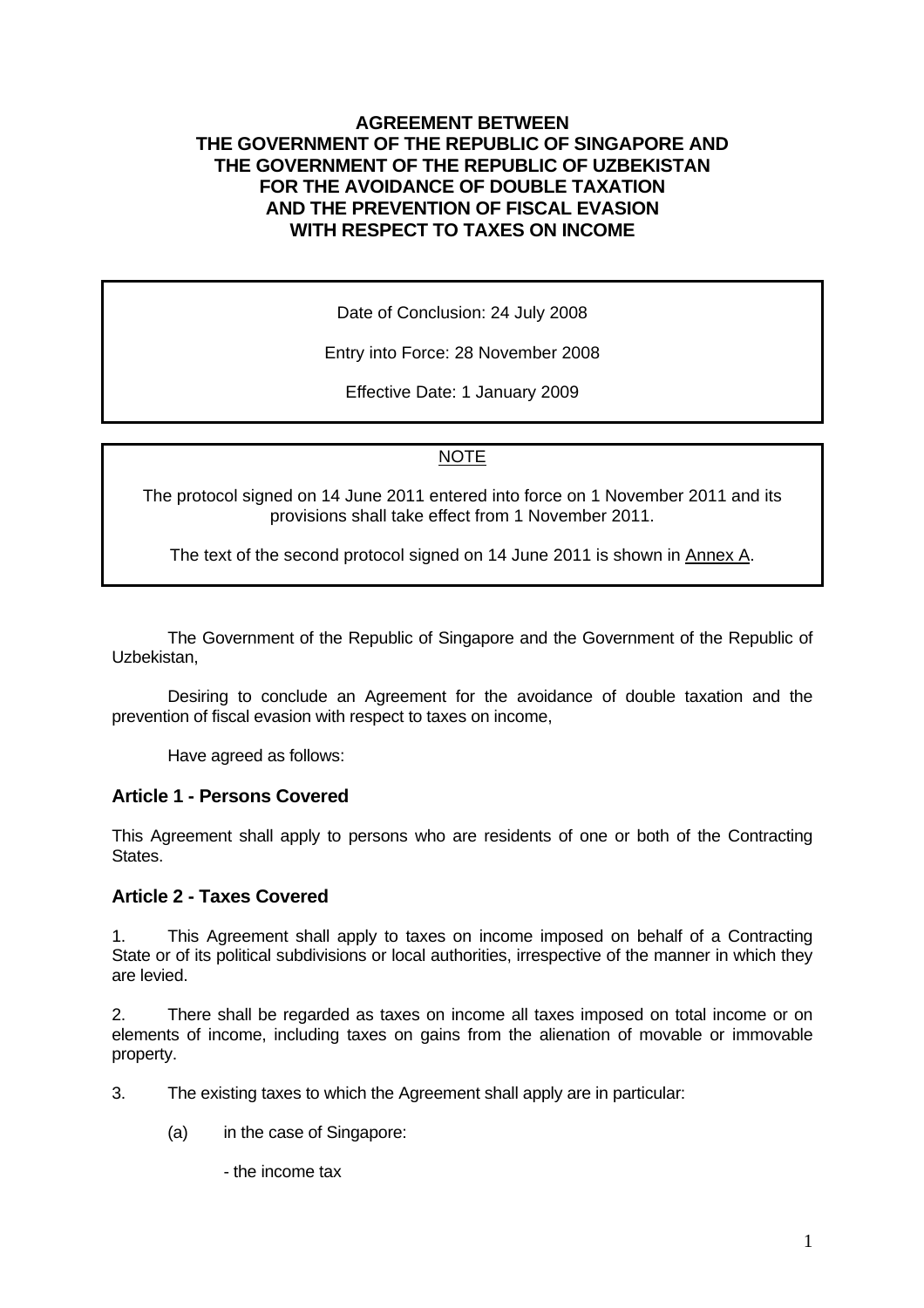# AGREEMENT BETWEEN THE GOVERNMENT OF THE REPUBLIC OF SINGAPORE AND THE GOVERNMENT OF THE REPUBLIC OF UZBEKISTAN FOR THE AVOIDANCE OF DOUBLE TAXATION AND THE PREVENTION OF FISCAL EVASION WITH RESPECT TO TAXES ON INCOME

Date of Conclusion: 24 July 2008

Entry into Force: 28 November 2008

Effective Date: 1 January 2009

NOTE

The protocol signed on 14 June 2011 entered into force on 1 November 2011 and its provisions shall take effect from 1 November 2011.

The text of the second protocol signed on 14 June 2011 is shown in Annex A.

The Government of the Republic of Singapore and the Government of the Republic of Uzbekistan,

Desiring to conclude an Agreement for the avoidance of double taxation and the prevention of fiscal evasion with respect to taxes on income,

Have agreed as follows:

## Article 1 - Persons Covered

This Agreement shall apply to persons who are residents of one or both of the Contracting States.

## Article 2 - Taxes Covered

1. This Agreement shall apply to taxes on income imposed on behalf of a Contracting State or of its political subdivisions or local authorities, irrespective of the manner in which they are levied.

2. There shall be regarded as taxes on income all taxes imposed on total income or on elements of income, including taxes on gains from the alienation of movable or immovable property.

3. The existing taxes to which the Agreement shall apply are in particular:

   (a) in the case of Singapore:

   - the income tax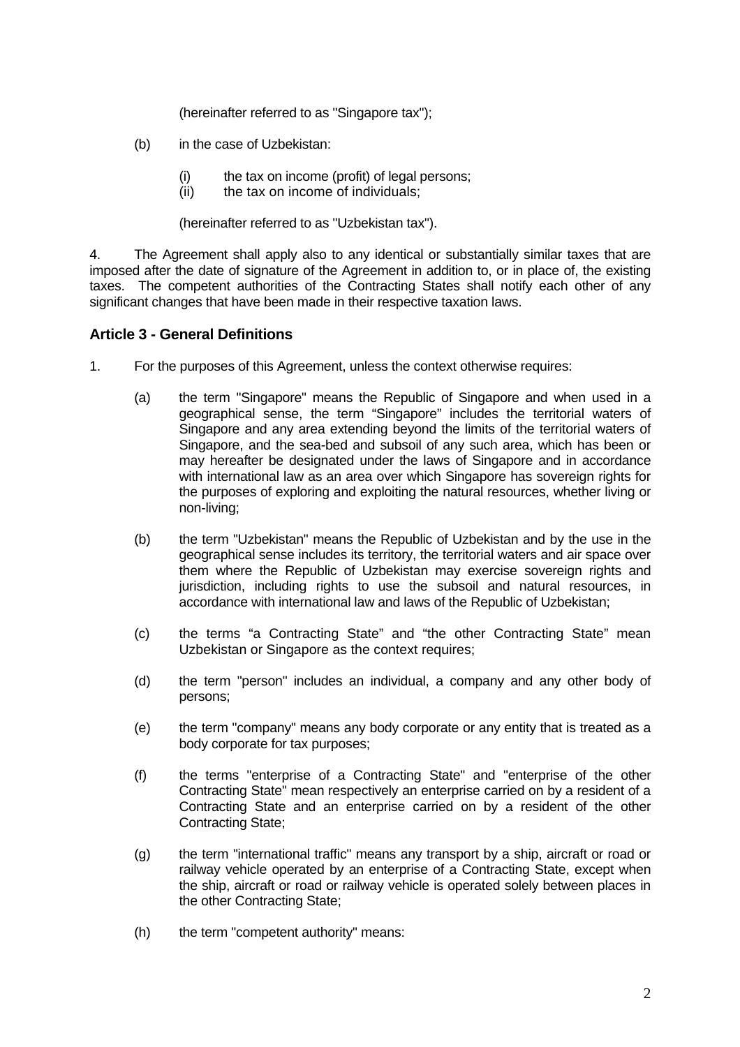(hereinafter referred to as "Singapore tax");

(b) in the case of Uzbekistan:

(i) the tax on income (profit) of legal persons;
(ii) the tax on income of individuals;

(hereinafter referred to as "Uzbekistan tax").

4. The Agreement shall apply also to any identical or substantially similar taxes that are imposed after the date of signature of the Agreement in addition to, or in place of, the existing taxes. The competent authorities of the Contracting States shall notify each other of any significant changes that have been made in their respective taxation laws.

## Article 3 - General Definitions

1. For the purposes of this Agreement, unless the context otherwise requires:

(a) the term "Singapore" means the Republic of Singapore and when used in a geographical sense, the term “Singapore” includes the territorial waters of Singapore and any area extending beyond the limits of the territorial waters of Singapore, and the sea-bed and subsoil of any such area, which has been or may hereafter be designated under the laws of Singapore and in accordance with international law as an area over which Singapore has sovereign rights for the purposes of exploring and exploiting the natural resources, whether living or non-living;

(b) the term "Uzbekistan" means the Republic of Uzbekistan and by the use in the geographical sense includes its territory, the territorial waters and air space over them where the Republic of Uzbekistan may exercise sovereign rights and jurisdiction, including rights to use the subsoil and natural resources, in accordance with international law and laws of the Republic of Uzbekistan;

(c) the terms “a Contracting State” and “the other Contracting State” mean Uzbekistan or Singapore as the context requires;

(d) the term "person" includes an individual, a company and any other body of persons;

(e) the term "company" means any body corporate or any entity that is treated as a body corporate for tax purposes;

(f) the terms "enterprise of a Contracting State" and "enterprise of the other Contracting State" mean respectively an enterprise carried on by a resident of a Contracting State and an enterprise carried on by a resident of the other Contracting State;

(g) the term "international traffic" means any transport by a ship, aircraft or road or railway vehicle operated by an enterprise of a Contracting State, except when the ship, aircraft or road or railway vehicle is operated solely between places in the other Contracting State;

(h) the term "competent authority" means: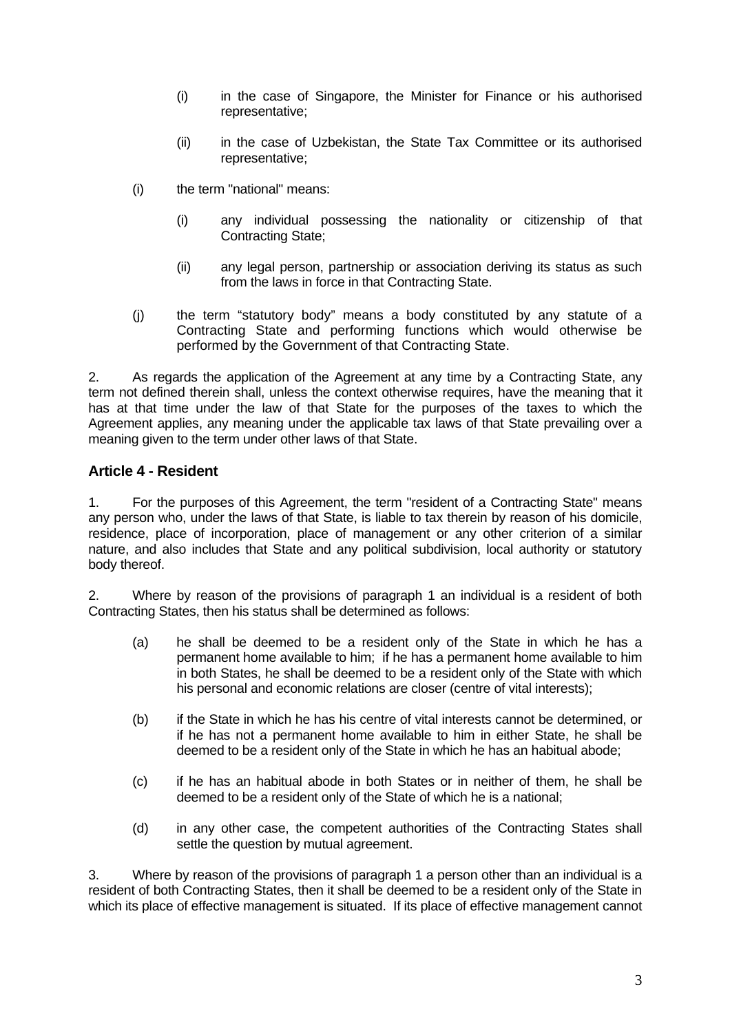(i) in the case of Singapore, the Minister for Finance or his authorised representative;

(ii) in the case of Uzbekistan, the State Tax Committee or its authorised representative;

(i) the term "national" means:

(i) any individual possessing the nationality or citizenship of that Contracting State;

(ii) any legal person, partnership or association deriving its status as such from the laws in force in that Contracting State.

(j) the term "statutory body" means a body constituted by any statute of a Contracting State and performing functions which would otherwise be performed by the Government of that Contracting State.

2. As regards the application of the Agreement at any time by a Contracting State, any term not defined therein shall, unless the context otherwise requires, have the meaning that it has at that time under the law of that State for the purposes of the taxes to which the Agreement applies, any meaning under the applicable tax laws of that State prevailing over a meaning given to the term under other laws of that State.

### Article 4 - Resident

1. For the purposes of this Agreement, the term "resident of a Contracting State" means any person who, under the laws of that State, is liable to tax therein by reason of his domicile, residence, place of incorporation, place of management or any other criterion of a similar nature, and also includes that State and any political subdivision, local authority or statutory body thereof.

2. Where by reason of the provisions of paragraph 1 an individual is a resident of both Contracting States, then his status shall be determined as follows:

(a) he shall be deemed to be a resident only of the State in which he has a permanent home available to him; if he has a permanent home available to him in both States, he shall be deemed to be a resident only of the State with which his personal and economic relations are closer (centre of vital interests);

(b) if the State in which he has his centre of vital interests cannot be determined, or if he has not a permanent home available to him in either State, he shall be deemed to be a resident only of the State in which he has an habitual abode;

(c) if he has an habitual abode in both States or in neither of them, he shall be deemed to be a resident only of the State of which he is a national;

(d) in any other case, the competent authorities of the Contracting States shall settle the question by mutual agreement.

3. Where by reason of the provisions of paragraph 1 a person other than an individual is a resident of both Contracting States, then it shall be deemed to be a resident only of the State in which its place of effective management is situated. If its place of effective management cannot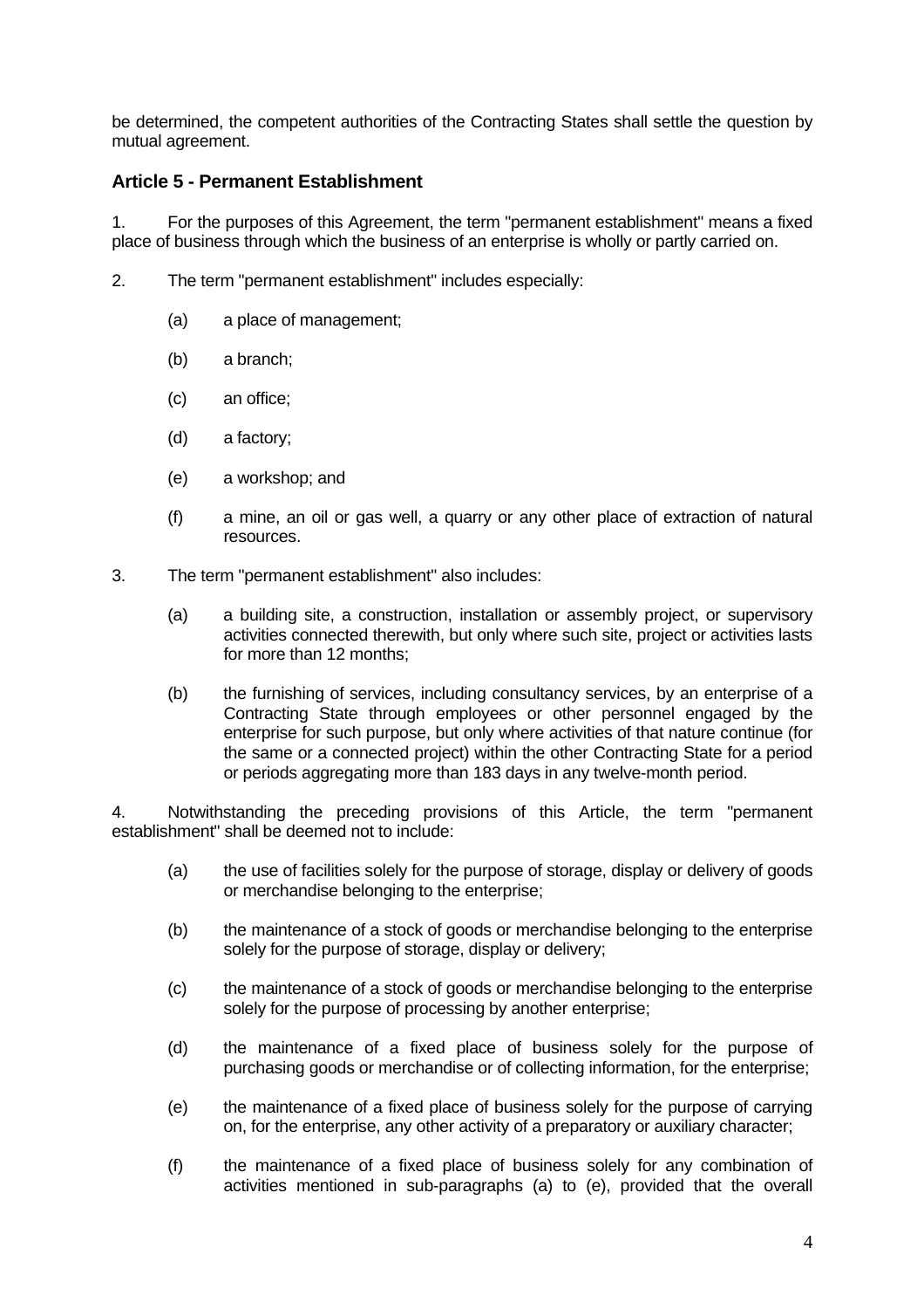be determined, the competent authorities of the Contracting States shall settle the question by mutual agreement.

### Article 5 - Permanent Establishment

1. For the purposes of this Agreement, the term "permanent establishment" means a fixed place of business through which the business of an enterprise is wholly or partly carried on.

2. The term "permanent establishment" includes especially:

   (a) a place of management;

   (b) a branch;

   (c) an office;

   (d) a factory;

   (e) a workshop; and

   (f) a mine, an oil or gas well, a quarry or any other place of extraction of natural resources.

3. The term "permanent establishment" also includes:

   (a) a building site, a construction, installation or assembly project, or supervisory activities connected therewith, but only where such site, project or activities lasts for more than 12 months;

   (b) the furnishing of services, including consultancy services, by an enterprise of a Contracting State through employees or other personnel engaged by the enterprise for such purpose, but only where activities of that nature continue (for the same or a connected project) within the other Contracting State for a period or periods aggregating more than 183 days in any twelve-month period.

4. Notwithstanding the preceding provisions of this Article, the term "permanent establishment" shall be deemed not to include:

   (a) the use of facilities solely for the purpose of storage, display or delivery of goods or merchandise belonging to the enterprise;

   (b) the maintenance of a stock of goods or merchandise belonging to the enterprise solely for the purpose of storage, display or delivery;

   (c) the maintenance of a stock of goods or merchandise belonging to the enterprise solely for the purpose of processing by another enterprise;

   (d) the maintenance of a fixed place of business solely for the purpose of purchasing goods or merchandise or of collecting information, for the enterprise;

   (e) the maintenance of a fixed place of business solely for the purpose of carrying on, for the enterprise, any other activity of a preparatory or auxiliary character;

   (f) the maintenance of a fixed place of business solely for any combination of activities mentioned in sub-paragraphs (a) to (e), provided that the overall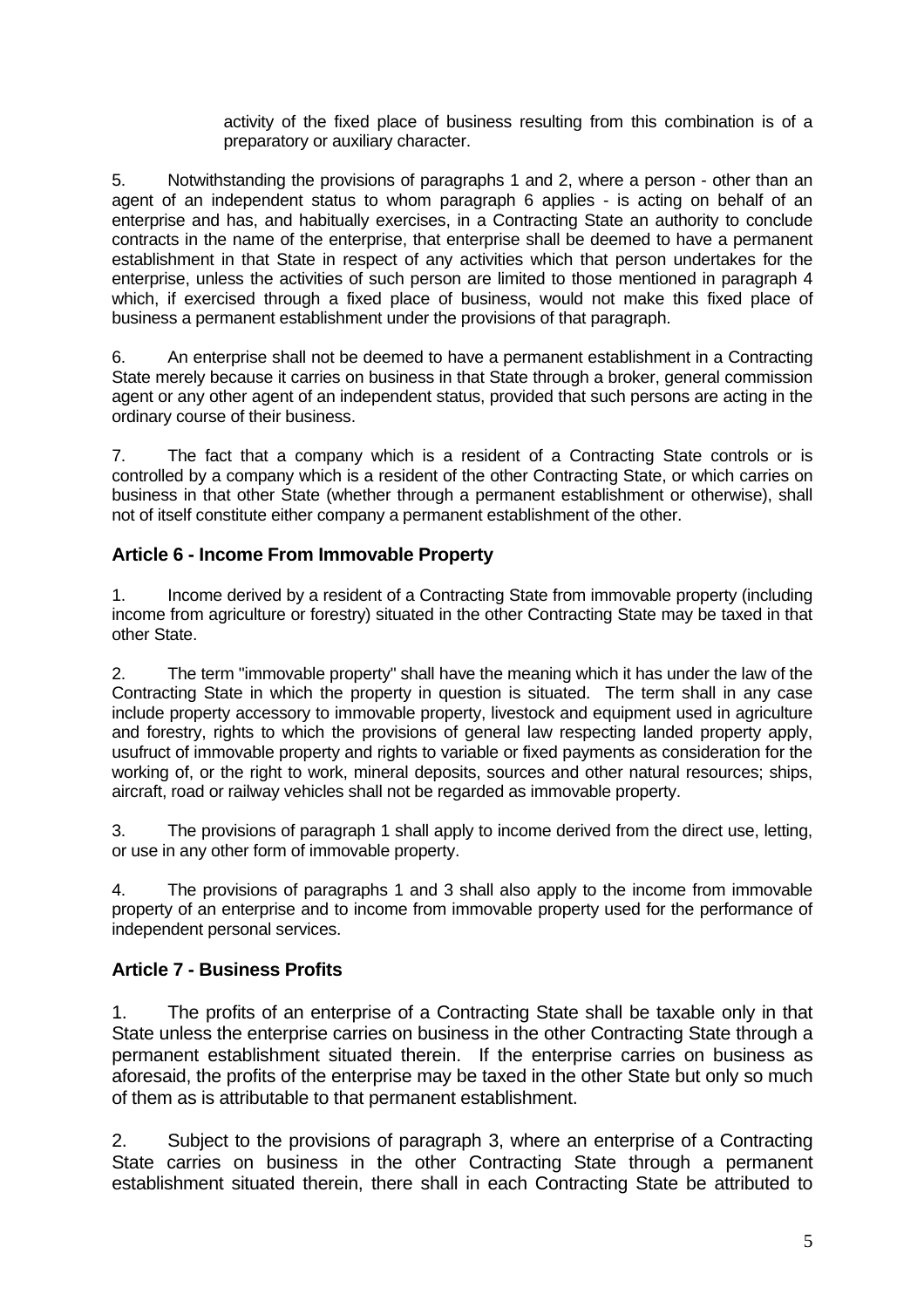activity of the fixed place of business resulting from this combination is of a preparatory or auxiliary character.

5. Notwithstanding the provisions of paragraphs 1 and 2, where a person - other than an agent of an independent status to whom paragraph 6 applies - is acting on behalf of an enterprise and has, and habitually exercises, in a Contracting State an authority to conclude contracts in the name of the enterprise, that enterprise shall be deemed to have a permanent establishment in that State in respect of any activities which that person undertakes for the enterprise, unless the activities of such person are limited to those mentioned in paragraph 4 which, if exercised through a fixed place of business, would not make this fixed place of business a permanent establishment under the provisions of that paragraph.

6. An enterprise shall not be deemed to have a permanent establishment in a Contracting State merely because it carries on business in that State through a broker, general commission agent or any other agent of an independent status, provided that such persons are acting in the ordinary course of their business.

7. The fact that a company which is a resident of a Contracting State controls or is controlled by a company which is a resident of the other Contracting State, or which carries on business in that other State (whether through a permanent establishment or otherwise), shall not of itself constitute either company a permanent establishment of the other.

### Article 6 - Income From Immovable Property

1. Income derived by a resident of a Contracting State from immovable property (including income from agriculture or forestry) situated in the other Contracting State may be taxed in that other State.

2. The term "immovable property" shall have the meaning which it has under the law of the Contracting State in which the property in question is situated. The term shall in any case include property accessory to immovable property, livestock and equipment used in agriculture and forestry, rights to which the provisions of general law respecting landed property apply, usufruct of immovable property and rights to variable or fixed payments as consideration for the working of, or the right to work, mineral deposits, sources and other natural resources; ships, aircraft, road or railway vehicles shall not be regarded as immovable property.

3. The provisions of paragraph 1 shall apply to income derived from the direct use, letting, or use in any other form of immovable property.

4. The provisions of paragraphs 1 and 3 shall also apply to the income from immovable property of an enterprise and to income from immovable property used for the performance of independent personal services.

### Article 7 - Business Profits

1. The profits of an enterprise of a Contracting State shall be taxable only in that State unless the enterprise carries on business in the other Contracting State through a permanent establishment situated therein. If the enterprise carries on business as aforesaid, the profits of the enterprise may be taxed in the other State but only so much of them as is attributable to that permanent establishment.

2. Subject to the provisions of paragraph 3, where an enterprise of a Contracting State carries on business in the other Contracting State through a permanent establishment situated therein, there shall in each Contracting State be attributed to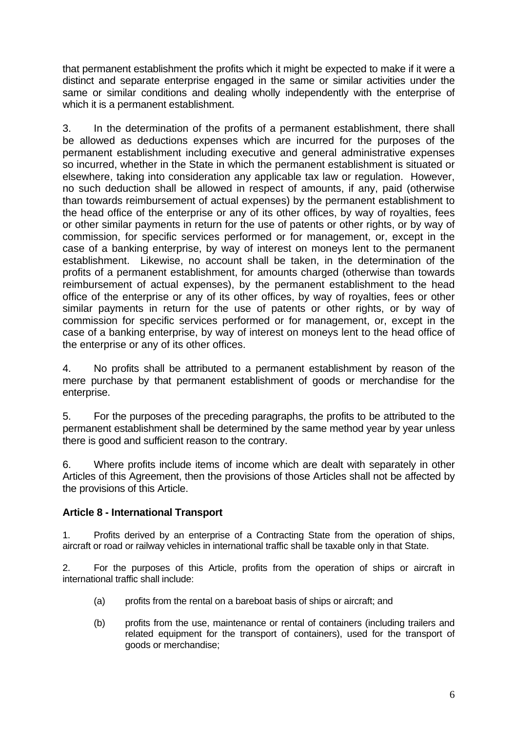that permanent establishment the profits which it might be expected to make if it were a distinct and separate enterprise engaged in the same or similar activities under the same or similar conditions and dealing wholly independently with the enterprise of which it is a permanent establishment.

3. In the determination of the profits of a permanent establishment, there shall be allowed as deductions expenses which are incurred for the purposes of the permanent establishment including executive and general administrative expenses so incurred, whether in the State in which the permanent establishment is situated or elsewhere, taking into consideration any applicable tax law or regulation. However, no such deduction shall be allowed in respect of amounts, if any, paid (otherwise than towards reimbursement of actual expenses) by the permanent establishment to the head office of the enterprise or any of its other offices, by way of royalties, fees or other similar payments in return for the use of patents or other rights, or by way of commission, for specific services performed or for management, or, except in the case of a banking enterprise, by way of interest on moneys lent to the permanent establishment. Likewise, no account shall be taken, in the determination of the profits of a permanent establishment, for amounts charged (otherwise than towards reimbursement of actual expenses), by the permanent establishment to the head office of the enterprise or any of its other offices, by way of royalties, fees or other similar payments in return for the use of patents or other rights, or by way of commission for specific services performed or for management, or, except in the case of a banking enterprise, by way of interest on moneys lent to the head office of the enterprise or any of its other offices.

4. No profits shall be attributed to a permanent establishment by reason of the mere purchase by that permanent establishment of goods or merchandise for the enterprise.

5. For the purposes of the preceding paragraphs, the profits to be attributed to the permanent establishment shall be determined by the same method year by year unless there is good and sufficient reason to the contrary.

6. Where profits include items of income which are dealt with separately in other Articles of this Agreement, then the provisions of those Articles shall not be affected by the provisions of this Article.

### Article 8 - International Transport

1. Profits derived by an enterprise of a Contracting State from the operation of ships, aircraft or road or railway vehicles in international traffic shall be taxable only in that State.

2. For the purposes of this Article, profits from the operation of ships or aircraft in international traffic shall include:

(a) profits from the rental on a bareboat basis of ships or aircraft; and

(b) profits from the use, maintenance or rental of containers (including trailers and related equipment for the transport of containers), used for the transport of goods or merchandise;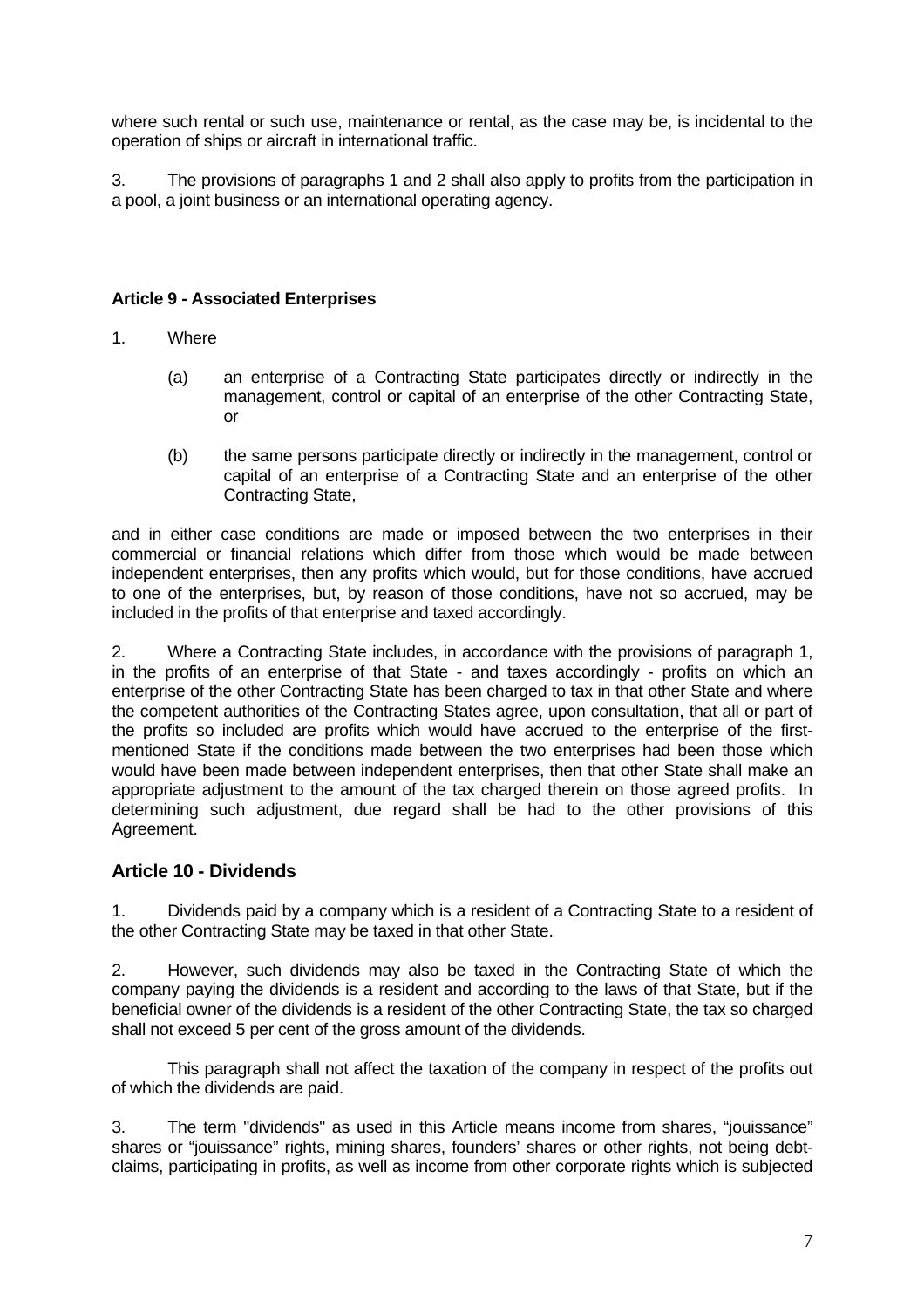where such rental or such use, maintenance or rental, as the case may be, is incidental to the operation of ships or aircraft in international traffic.

3. The provisions of paragraphs 1 and 2 shall also apply to profits from the participation in a pool, a joint business or an international operating agency.

**Article 9 - Associated Enterprises**

1. Where

   (a) an enterprise of a Contracting State participates directly or indirectly in the management, control or capital of an enterprise of the other Contracting State, or

   (b) the same persons participate directly or indirectly in the management, control or capital of an enterprise of a Contracting State and an enterprise of the other Contracting State,

and in either case conditions are made or imposed between the two enterprises in their commercial or financial relations which differ from those which would be made between independent enterprises, then any profits which would, but for those conditions, have accrued to one of the enterprises, but, by reason of those conditions, have not so accrued, may be included in the profits of that enterprise and taxed accordingly.

2. Where a Contracting State includes, in accordance with the provisions of paragraph 1, in the profits of an enterprise of that State - and taxes accordingly - profits on which an enterprise of the other Contracting State has been charged to tax in that other State and where the competent authorities of the Contracting States agree, upon consultation, that all or part of the profits so included are profits which would have accrued to the enterprise of the first-mentioned State if the conditions made between the two enterprises had been those which would have been made between independent enterprises, then that other State shall make an appropriate adjustment to the amount of the tax charged therein on those agreed profits. In determining such adjustment, due regard shall be had to the other provisions of this Agreement.

## Article 10 - Dividends

1. Dividends paid by a company which is a resident of a Contracting State to a resident of the other Contracting State may be taxed in that other State.

2. However, such dividends may also be taxed in the Contracting State of which the company paying the dividends is a resident and according to the laws of that State, but if the beneficial owner of the dividends is a resident of the other Contracting State, the tax so charged shall not exceed 5 per cent of the gross amount of the dividends.

This paragraph shall not affect the taxation of the company in respect of the profits out of which the dividends are paid.

3. The term "dividends" as used in this Article means income from shares, "jouissance" shares or "jouissance" rights, mining shares, founders' shares or other rights, not being debt-claims, participating in profits, as well as income from other corporate rights which is subjected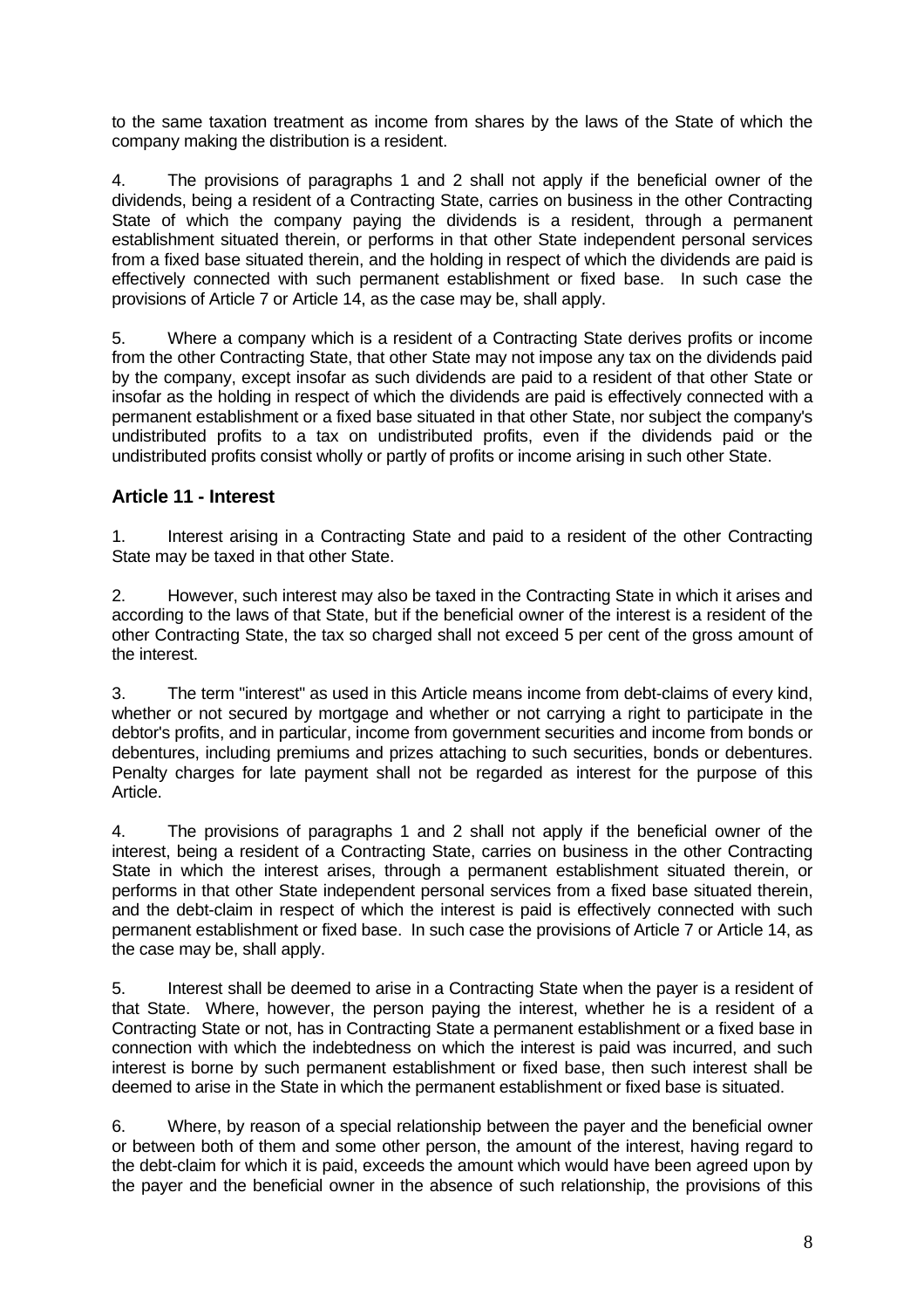to the same taxation treatment as income from shares by the laws of the State of which the company making the distribution is a resident.

4. The provisions of paragraphs 1 and 2 shall not apply if the beneficial owner of the dividends, being a resident of a Contracting State, carries on business in the other Contracting State of which the company paying the dividends is a resident, through a permanent establishment situated therein, or performs in that other State independent personal services from a fixed base situated therein, and the holding in respect of which the dividends are paid is effectively connected with such permanent establishment or fixed base. In such case the provisions of Article 7 or Article 14, as the case may be, shall apply.

5. Where a company which is a resident of a Contracting State derives profits or income from the other Contracting State, that other State may not impose any tax on the dividends paid by the company, except insofar as such dividends are paid to a resident of that other State or insofar as the holding in respect of which the dividends are paid is effectively connected with a permanent establishment or a fixed base situated in that other State, nor subject the company's undistributed profits to a tax on undistributed profits, even if the dividends paid or the undistributed profits consist wholly or partly of profits or income arising in such other State.

### Article 11 - Interest

1. Interest arising in a Contracting State and paid to a resident of the other Contracting State may be taxed in that other State.

2. However, such interest may also be taxed in the Contracting State in which it arises and according to the laws of that State, but if the beneficial owner of the interest is a resident of the other Contracting State, the tax so charged shall not exceed 5 per cent of the gross amount of the interest.

3. The term "interest" as used in this Article means income from debt-claims of every kind, whether or not secured by mortgage and whether or not carrying a right to participate in the debtor's profits, and in particular, income from government securities and income from bonds or debentures, including premiums and prizes attaching to such securities, bonds or debentures. Penalty charges for late payment shall not be regarded as interest for the purpose of this Article.

4. The provisions of paragraphs 1 and 2 shall not apply if the beneficial owner of the interest, being a resident of a Contracting State, carries on business in the other Contracting State in which the interest arises, through a permanent establishment situated therein, or performs in that other State independent personal services from a fixed base situated therein, and the debt-claim in respect of which the interest is paid is effectively connected with such permanent establishment or fixed base. In such case the provisions of Article 7 or Article 14, as the case may be, shall apply.

5. Interest shall be deemed to arise in a Contracting State when the payer is a resident of that State. Where, however, the person paying the interest, whether he is a resident of a Contracting State or not, has in Contracting State a permanent establishment or a fixed base in connection with which the indebtedness on which the interest is paid was incurred, and such interest is borne by such permanent establishment or fixed base, then such interest shall be deemed to arise in the State in which the permanent establishment or fixed base is situated.

6. Where, by reason of a special relationship between the payer and the beneficial owner or between both of them and some other person, the amount of the interest, having regard to the debt-claim for which it is paid, exceeds the amount which would have been agreed upon by the payer and the beneficial owner in the absence of such relationship, the provisions of this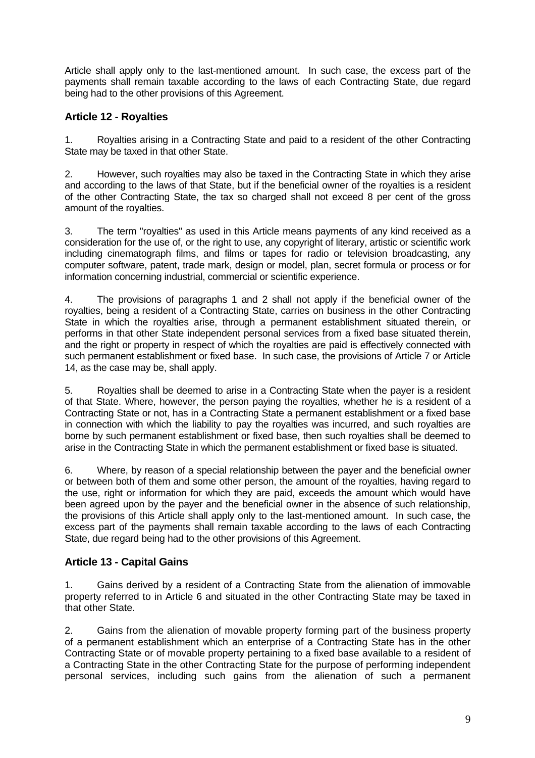Article shall apply only to the last-mentioned amount. In such case, the excess part of the payments shall remain taxable according to the laws of each Contracting State, due regard being had to the other provisions of this Agreement.

### Article 12 - Royalties

1. Royalties arising in a Contracting State and paid to a resident of the other Contracting State may be taxed in that other State.

2. However, such royalties may also be taxed in the Contracting State in which they arise and according to the laws of that State, but if the beneficial owner of the royalties is a resident of the other Contracting State, the tax so charged shall not exceed 8 per cent of the gross amount of the royalties.

3. The term "royalties" as used in this Article means payments of any kind received as a consideration for the use of, or the right to use, any copyright of literary, artistic or scientific work including cinematograph films, and films or tapes for radio or television broadcasting, any computer software, patent, trade mark, design or model, plan, secret formula or process or for information concerning industrial, commercial or scientific experience.

4. The provisions of paragraphs 1 and 2 shall not apply if the beneficial owner of the royalties, being a resident of a Contracting State, carries on business in the other Contracting State in which the royalties arise, through a permanent establishment situated therein, or performs in that other State independent personal services from a fixed base situated therein, and the right or property in respect of which the royalties are paid is effectively connected with such permanent establishment or fixed base. In such case, the provisions of Article 7 or Article 14, as the case may be, shall apply.

5. Royalties shall be deemed to arise in a Contracting State when the payer is a resident of that State. Where, however, the person paying the royalties, whether he is a resident of a Contracting State or not, has in a Contracting State a permanent establishment or a fixed base in connection with which the liability to pay the royalties was incurred, and such royalties are borne by such permanent establishment or fixed base, then such royalties shall be deemed to arise in the Contracting State in which the permanent establishment or fixed base is situated.

6. Where, by reason of a special relationship between the payer and the beneficial owner or between both of them and some other person, the amount of the royalties, having regard to the use, right or information for which they are paid, exceeds the amount which would have been agreed upon by the payer and the beneficial owner in the absence of such relationship, the provisions of this Article shall apply only to the last-mentioned amount. In such case, the excess part of the payments shall remain taxable according to the laws of each Contracting State, due regard being had to the other provisions of this Agreement.

### Article 13 - Capital Gains

1. Gains derived by a resident of a Contracting State from the alienation of immovable property referred to in Article 6 and situated in the other Contracting State may be taxed in that other State.

2. Gains from the alienation of movable property forming part of the business property of a permanent establishment which an enterprise of a Contracting State has in the other Contracting State or of movable property pertaining to a fixed base available to a resident of a Contracting State in the other Contracting State for the purpose of performing independent personal services, including such gains from the alienation of such a permanent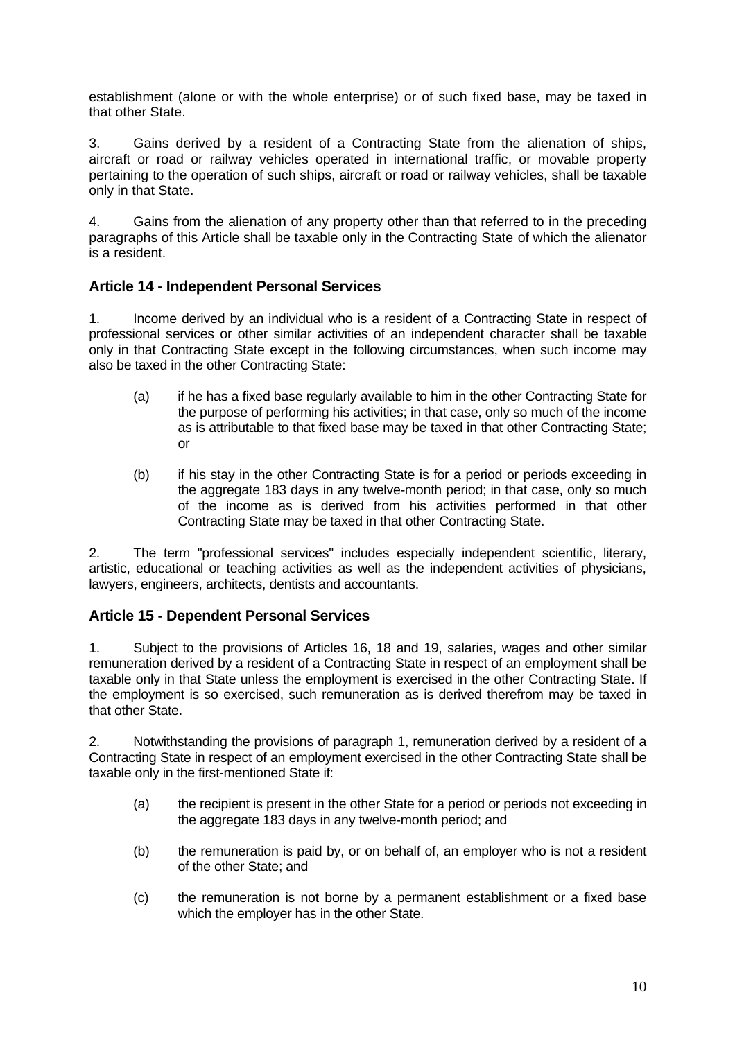establishment (alone or with the whole enterprise) or of such fixed base, may be taxed in that other State.

3. Gains derived by a resident of a Contracting State from the alienation of ships, aircraft or road or railway vehicles operated in international traffic, or movable property pertaining to the operation of such ships, aircraft or road or railway vehicles, shall be taxable only in that State.

4. Gains from the alienation of any property other than that referred to in the preceding paragraphs of this Article shall be taxable only in the Contracting State of which the alienator is a resident.

### Article 14 - Independent Personal Services

1. Income derived by an individual who is a resident of a Contracting State in respect of professional services or other similar activities of an independent character shall be taxable only in that Contracting State except in the following circumstances, when such income may also be taxed in the other Contracting State:

   (a) if he has a fixed base regularly available to him in the other Contracting State for the purpose of performing his activities; in that case, only so much of the income as is attributable to that fixed base may be taxed in that other Contracting State; or

   (b) if his stay in the other Contracting State is for a period or periods exceeding in the aggregate 183 days in any twelve-month period; in that case, only so much of the income as is derived from his activities performed in that other Contracting State may be taxed in that other Contracting State.

2. The term "professional services" includes especially independent scientific, literary, artistic, educational or teaching activities as well as the independent activities of physicians, lawyers, engineers, architects, dentists and accountants.

### Article 15 - Dependent Personal Services

1. Subject to the provisions of Articles 16, 18 and 19, salaries, wages and other similar remuneration derived by a resident of a Contracting State in respect of an employment shall be taxable only in that State unless the employment is exercised in the other Contracting State. If the employment is so exercised, such remuneration as is derived therefrom may be taxed in that other State.

2. Notwithstanding the provisions of paragraph 1, remuneration derived by a resident of a Contracting State in respect of an employment exercised in the other Contracting State shall be taxable only in the first-mentioned State if:

   (a) the recipient is present in the other State for a period or periods not exceeding in the aggregate 183 days in any twelve-month period; and

   (b) the remuneration is paid by, or on behalf of, an employer who is not a resident of the other State; and

   (c) the remuneration is not borne by a permanent establishment or a fixed base which the employer has in the other State.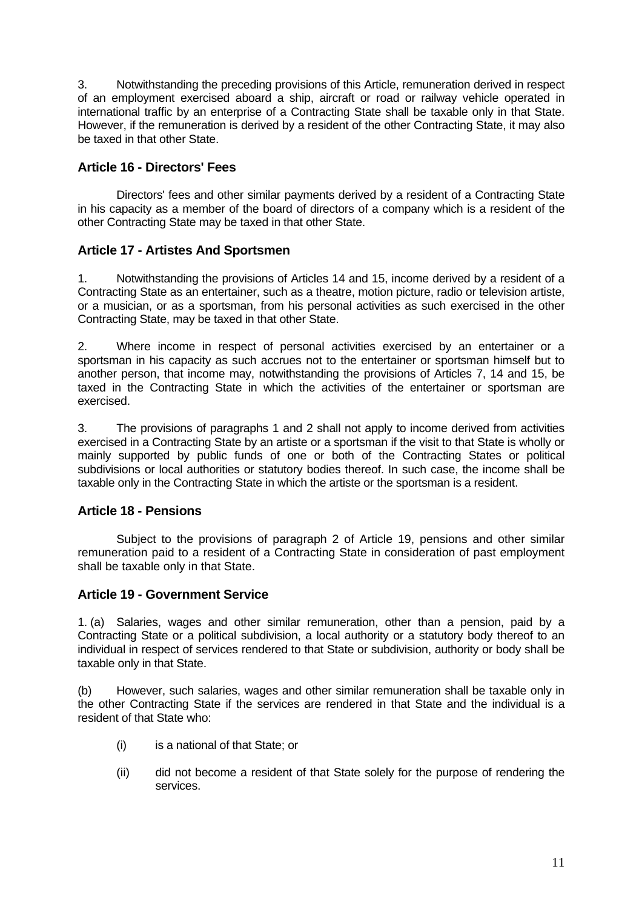3. Notwithstanding the preceding provisions of this Article, remuneration derived in respect of an employment exercised aboard a ship, aircraft or road or railway vehicle operated in international traffic by an enterprise of a Contracting State shall be taxable only in that State. However, if the remuneration is derived by a resident of the other Contracting State, it may also be taxed in that other State.

### Article 16 - Directors' Fees

Directors' fees and other similar payments derived by a resident of a Contracting State in his capacity as a member of the board of directors of a company which is a resident of the other Contracting State may be taxed in that other State.

### Article 17 - Artistes And Sportsmen

1. Notwithstanding the provisions of Articles 14 and 15, income derived by a resident of a Contracting State as an entertainer, such as a theatre, motion picture, radio or television artiste, or a musician, or as a sportsman, from his personal activities as such exercised in the other Contracting State, may be taxed in that other State.

2. Where income in respect of personal activities exercised by an entertainer or a sportsman in his capacity as such accrues not to the entertainer or sportsman himself but to another person, that income may, notwithstanding the provisions of Articles 7, 14 and 15, be taxed in the Contracting State in which the activities of the entertainer or sportsman are exercised.

3. The provisions of paragraphs 1 and 2 shall not apply to income derived from activities exercised in a Contracting State by an artiste or a sportsman if the visit to that State is wholly or mainly supported by public funds of one or both of the Contracting States or political subdivisions or local authorities or statutory bodies thereof. In such case, the income shall be taxable only in the Contracting State in which the artiste or the sportsman is a resident.

### Article 18 - Pensions

Subject to the provisions of paragraph 2 of Article 19, pensions and other similar remuneration paid to a resident of a Contracting State in consideration of past employment shall be taxable only in that State.

### Article 19 - Government Service

1. (a) Salaries, wages and other similar remuneration, other than a pension, paid by a Contracting State or a political subdivision, a local authority or a statutory body thereof to an individual in respect of services rendered to that State or subdivision, authority or body shall be taxable only in that State.

(b) However, such salaries, wages and other similar remuneration shall be taxable only in the other Contracting State if the services are rendered in that State and the individual is a resident of that State who:

- (i) is a national of that State; or
- (ii) did not become a resident of that State solely for the purpose of rendering the services.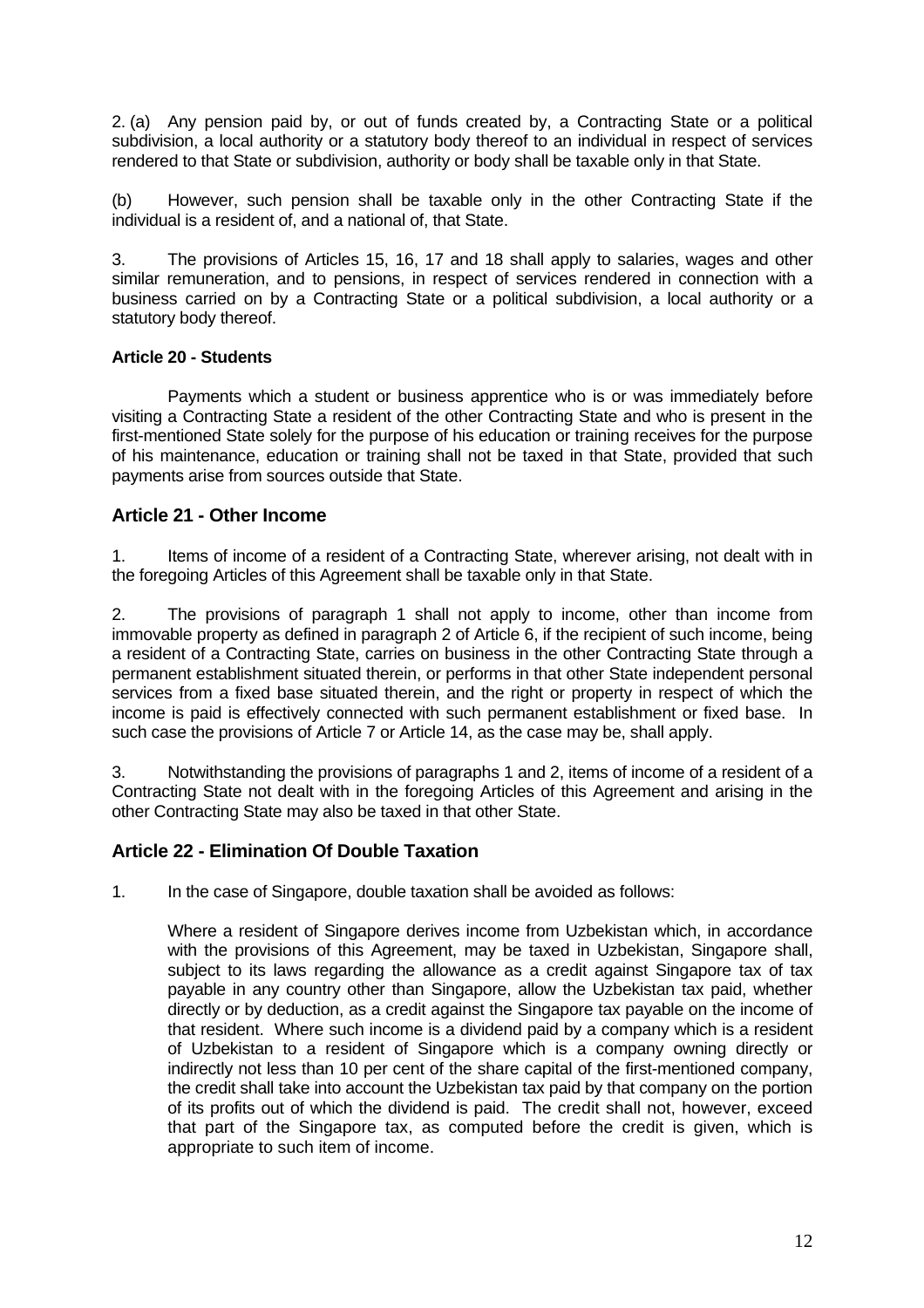2. (a) Any pension paid by, or out of funds created by, a Contracting State or a political subdivision, a local authority or a statutory body thereof to an individual in respect of services rendered to that State or subdivision, authority or body shall be taxable only in that State.

(b) However, such pension shall be taxable only in the other Contracting State if the individual is a resident of, and a national of, that State.

3. The provisions of Articles 15, 16, 17 and 18 shall apply to salaries, wages and other similar remuneration, and to pensions, in respect of services rendered in connection with a business carried on by a Contracting State or a political subdivision, a local authority or a statutory body thereof.

**Article 20 - Students**

Payments which a student or business apprentice who is or was immediately before visiting a Contracting State a resident of the other Contracting State and who is present in the first-mentioned State solely for the purpose of his education or training receives for the purpose of his maintenance, education or training shall not be taxed in that State, provided that such payments arise from sources outside that State.

## Article 21 - Other Income

1. Items of income of a resident of a Contracting State, wherever arising, not dealt with in the foregoing Articles of this Agreement shall be taxable only in that State.

2. The provisions of paragraph 1 shall not apply to income, other than income from immovable property as defined in paragraph 2 of Article 6, if the recipient of such income, being a resident of a Contracting State, carries on business in the other Contracting State through a permanent establishment situated therein, or performs in that other State independent personal services from a fixed base situated therein, and the right or property in respect of which the income is paid is effectively connected with such permanent establishment or fixed base. In such case the provisions of Article 7 or Article 14, as the case may be, shall apply.

3. Notwithstanding the provisions of paragraphs 1 and 2, items of income of a resident of a Contracting State not dealt with in the foregoing Articles of this Agreement and arising in the other Contracting State may also be taxed in that other State.

## Article 22 - Elimination Of Double Taxation

1. In the case of Singapore, double taxation shall be avoided as follows:

   Where a resident of Singapore derives income from Uzbekistan which, in accordance with the provisions of this Agreement, may be taxed in Uzbekistan, Singapore shall, subject to its laws regarding the allowance as a credit against Singapore tax of tax payable in any country other than Singapore, allow the Uzbekistan tax paid, whether directly or by deduction, as a credit against the Singapore tax payable on the income of that resident. Where such income is a dividend paid by a company which is a resident of Uzbekistan to a resident of Singapore which is a company owning directly or indirectly not less than 10 per cent of the share capital of the first-mentioned company, the credit shall take into account the Uzbekistan tax paid by that company on the portion of its profits out of which the dividend is paid. The credit shall not, however, exceed that part of the Singapore tax, as computed before the credit is given, which is appropriate to such item of income.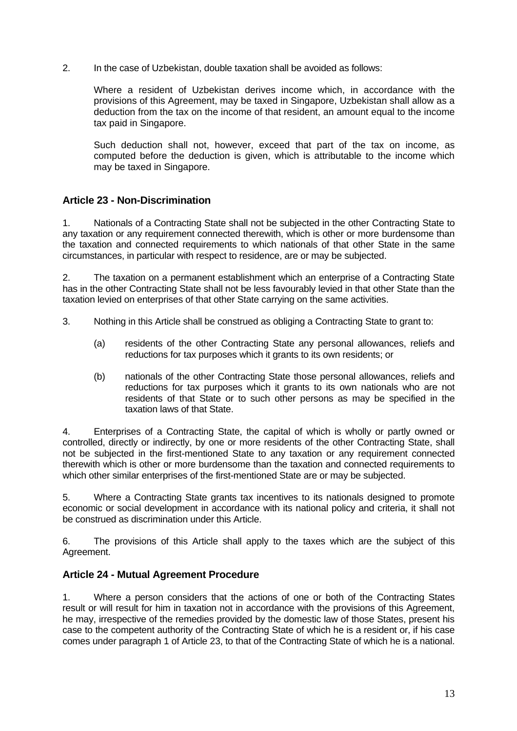2. In the case of Uzbekistan, double taxation shall be avoided as follows:

Where a resident of Uzbekistan derives income which, in accordance with the provisions of this Agreement, may be taxed in Singapore, Uzbekistan shall allow as a deduction from the tax on the income of that resident, an amount equal to the income tax paid in Singapore.

Such deduction shall not, however, exceed that part of the tax on income, as computed before the deduction is given, which is attributable to the income which may be taxed in Singapore.

## Article 23 - Non-Discrimination

1. Nationals of a Contracting State shall not be subjected in the other Contracting State to any taxation or any requirement connected therewith, which is other or more burdensome than the taxation and connected requirements to which nationals of that other State in the same circumstances, in particular with respect to residence, are or may be subjected.

2. The taxation on a permanent establishment which an enterprise of a Contracting State has in the other Contracting State shall not be less favourably levied in that other State than the taxation levied on enterprises of that other State carrying on the same activities.

3. Nothing in this Article shall be construed as obliging a Contracting State to grant to:

   (a) residents of the other Contracting State any personal allowances, reliefs and reductions for tax purposes which it grants to its own residents; or

   (b) nationals of the other Contracting State those personal allowances, reliefs and reductions for tax purposes which it grants to its own nationals who are not residents of that State or to such other persons as may be specified in the taxation laws of that State.

4. Enterprises of a Contracting State, the capital of which is wholly or partly owned or controlled, directly or indirectly, by one or more residents of the other Contracting State, shall not be subjected in the first-mentioned State to any taxation or any requirement connected therewith which is other or more burdensome than the taxation and connected requirements to which other similar enterprises of the first-mentioned State are or may be subjected.

5. Where a Contracting State grants tax incentives to its nationals designed to promote economic or social development in accordance with its national policy and criteria, it shall not be construed as discrimination under this Article.

6. The provisions of this Article shall apply to the taxes which are the subject of this Agreement.

## Article 24 - Mutual Agreement Procedure

1. Where a person considers that the actions of one or both of the Contracting States result or will result for him in taxation not in accordance with the provisions of this Agreement, he may, irrespective of the remedies provided by the domestic law of those States, present his case to the competent authority of the Contracting State of which he is a resident or, if his case comes under paragraph 1 of Article 23, to that of the Contracting State of which he is a national.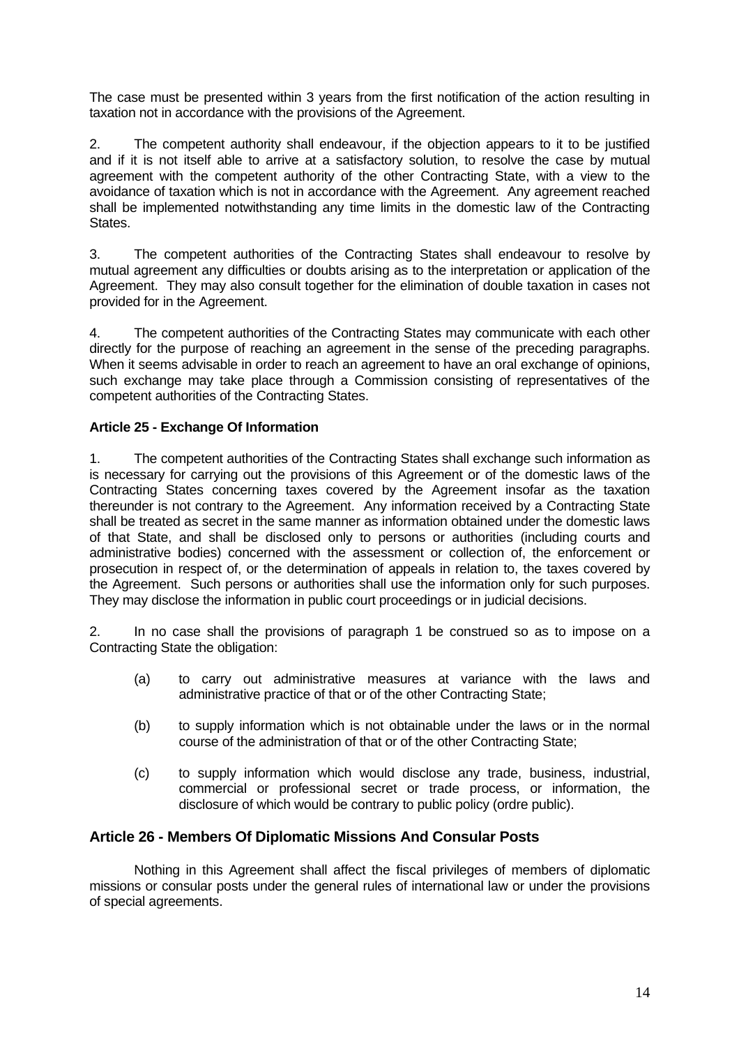The case must be presented within 3 years from the first notification of the action resulting in taxation not in accordance with the provisions of the Agreement.

2. The competent authority shall endeavour, if the objection appears to it to be justified and if it is not itself able to arrive at a satisfactory solution, to resolve the case by mutual agreement with the competent authority of the other Contracting State, with a view to the avoidance of taxation which is not in accordance with the Agreement. Any agreement reached shall be implemented notwithstanding any time limits in the domestic law of the Contracting States.

3. The competent authorities of the Contracting States shall endeavour to resolve by mutual agreement any difficulties or doubts arising as to the interpretation or application of the Agreement. They may also consult together for the elimination of double taxation in cases not provided for in the Agreement.

4. The competent authorities of the Contracting States may communicate with each other directly for the purpose of reaching an agreement in the sense of the preceding paragraphs. When it seems advisable in order to reach an agreement to have an oral exchange of opinions, such exchange may take place through a Commission consisting of representatives of the competent authorities of the Contracting States.

**Article 25 - Exchange Of Information**

1. The competent authorities of the Contracting States shall exchange such information as is necessary for carrying out the provisions of this Agreement or of the domestic laws of the Contracting States concerning taxes covered by the Agreement insofar as the taxation thereunder is not contrary to the Agreement. Any information received by a Contracting State shall be treated as secret in the same manner as information obtained under the domestic laws of that State, and shall be disclosed only to persons or authorities (including courts and administrative bodies) concerned with the assessment or collection of, the enforcement or prosecution in respect of, or the determination of appeals in relation to, the taxes covered by the Agreement. Such persons or authorities shall use the information only for such purposes. They may disclose the information in public court proceedings or in judicial decisions.

2. In no case shall the provisions of paragraph 1 be construed so as to impose on a Contracting State the obligation:

(a) to carry out administrative measures at variance with the laws and administrative practice of that or of the other Contracting State;

(b) to supply information which is not obtainable under the laws or in the normal course of the administration of that or of the other Contracting State;

(c) to supply information which would disclose any trade, business, industrial, commercial or professional secret or trade process, or information, the disclosure of which would be contrary to public policy (ordre public).

## Article 26 - Members Of Diplomatic Missions And Consular Posts

Nothing in this Agreement shall affect the fiscal privileges of members of diplomatic missions or consular posts under the general rules of international law or under the provisions of special agreements.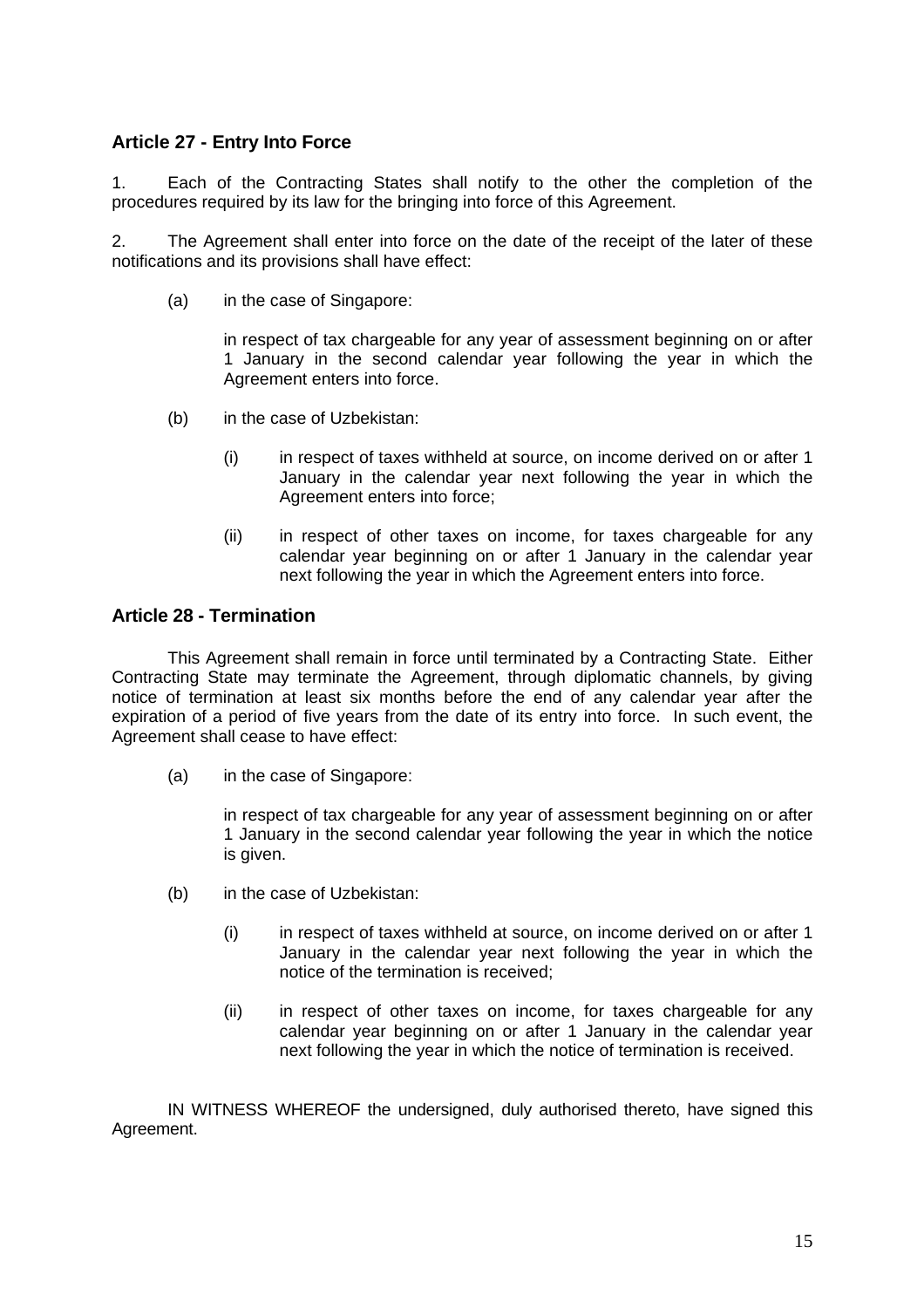### Article 27 - Entry Into Force

1. Each of the Contracting States shall notify to the other the completion of the procedures required by its law for the bringing into force of this Agreement.

2. The Agreement shall enter into force on the date of the receipt of the later of these notifications and its provisions shall have effect:

(a) in the case of Singapore:

in respect of tax chargeable for any year of assessment beginning on or after 1 January in the second calendar year following the year in which the Agreement enters into force.

(b) in the case of Uzbekistan:

(i) in respect of taxes withheld at source, on income derived on or after 1 January in the calendar year next following the year in which the Agreement enters into force;

(ii) in respect of other taxes on income, for taxes chargeable for any calendar year beginning on or after 1 January in the calendar year next following the year in which the Agreement enters into force.

### Article 28 - Termination

This Agreement shall remain in force until terminated by a Contracting State. Either Contracting State may terminate the Agreement, through diplomatic channels, by giving notice of termination at least six months before the end of any calendar year after the expiration of a period of five years from the date of its entry into force. In such event, the Agreement shall cease to have effect:

(a) in the case of Singapore:

in respect of tax chargeable for any year of assessment beginning on or after 1 January in the second calendar year following the year in which the notice is given.

(b) in the case of Uzbekistan:

(i) in respect of taxes withheld at source, on income derived on or after 1 January in the calendar year next following the year in which the notice of the termination is received;

(ii) in respect of other taxes on income, for taxes chargeable for any calendar year beginning on or after 1 January in the calendar year next following the year in which the notice of termination is received.

IN WITNESS WHEREOF the undersigned, duly authorised thereto, have signed this Agreement.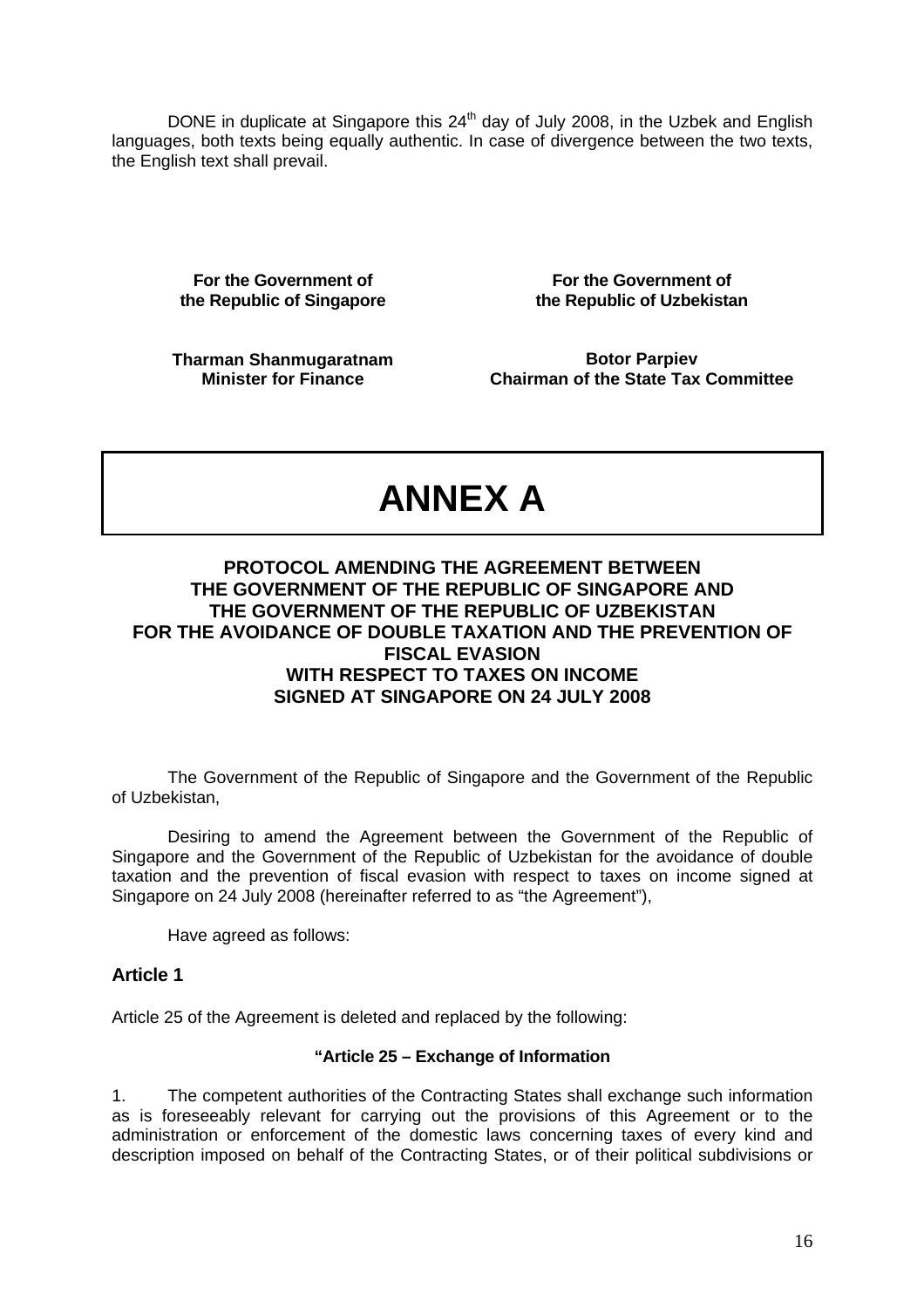DONE in duplicate at Singapore this 24th day of July 2008, in the Uzbek and English languages, both texts being equally authentic. In case of divergence between the two texts, the English text shall prevail.

| **For the Government of the Republic of Singapore** | **For the Government of the Republic of Uzbekistan** |
|---|---|
| **Tharman Shanmugaratnam**<br>**Minister for Finance** | **Botor Parpiev**<br>**Chairman of the State Tax Committee** |

# ANNEX A

## PROTOCOL AMENDING THE AGREEMENT BETWEEN THE GOVERNMENT OF THE REPUBLIC OF SINGAPORE AND THE GOVERNMENT OF THE REPUBLIC OF UZBEKISTAN FOR THE AVOIDANCE OF DOUBLE TAXATION AND THE PREVENTION OF FISCAL EVASION WITH RESPECT TO TAXES ON INCOME SIGNED AT SINGAPORE ON 24 JULY 2008

The Government of the Republic of Singapore and the Government of the Republic of Uzbekistan,

Desiring to amend the Agreement between the Government of the Republic of Singapore and the Government of the Republic of Uzbekistan for the avoidance of double taxation and the prevention of fiscal evasion with respect to taxes on income signed at Singapore on 24 July 2008 (hereinafter referred to as "the Agreement"),

Have agreed as follows:

### Article 1

Article 25 of the Agreement is deleted and replaced by the following:

**"Article 25 – Exchange of Information**

1. The competent authorities of the Contracting States shall exchange such information as is foreseeably relevant for carrying out the provisions of this Agreement or to the administration or enforcement of the domestic laws concerning taxes of every kind and description imposed on behalf of the Contracting States, or of their political subdivisions or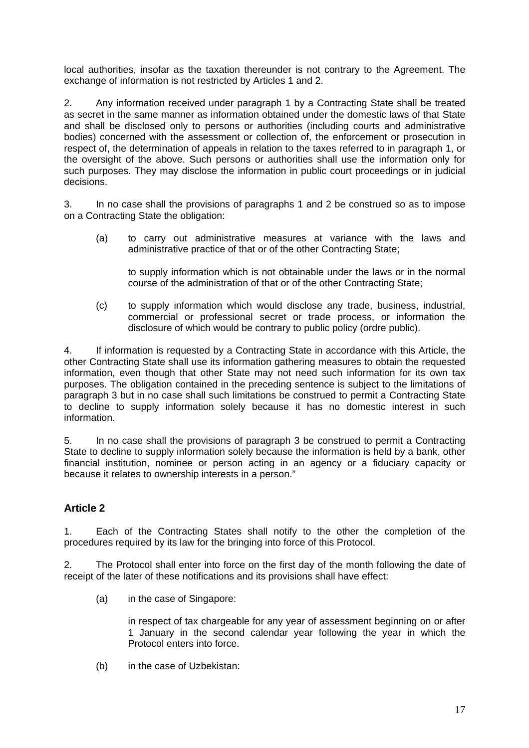local authorities, insofar as the taxation thereunder is not contrary to the Agreement. The exchange of information is not restricted by Articles 1 and 2.

2. Any information received under paragraph 1 by a Contracting State shall be treated as secret in the same manner as information obtained under the domestic laws of that State and shall be disclosed only to persons or authorities (including courts and administrative bodies) concerned with the assessment or collection of, the enforcement or prosecution in respect of, the determination of appeals in relation to the taxes referred to in paragraph 1, or the oversight of the above. Such persons or authorities shall use the information only for such purposes. They may disclose the information in public court proceedings or in judicial decisions.

3. In no case shall the provisions of paragraphs 1 and 2 be construed so as to impose on a Contracting State the obligation:

(a) to carry out administrative measures at variance with the laws and administrative practice of that or of the other Contracting State;

to supply information which is not obtainable under the laws or in the normal course of the administration of that or of the other Contracting State;

(c) to supply information which would disclose any trade, business, industrial, commercial or professional secret or trade process, or information the disclosure of which would be contrary to public policy (ordre public).

4. If information is requested by a Contracting State in accordance with this Article, the other Contracting State shall use its information gathering measures to obtain the requested information, even though that other State may not need such information for its own tax purposes. The obligation contained in the preceding sentence is subject to the limitations of paragraph 3 but in no case shall such limitations be construed to permit a Contracting State to decline to supply information solely because it has no domestic interest in such information.

5. In no case shall the provisions of paragraph 3 be construed to permit a Contracting State to decline to supply information solely because the information is held by a bank, other financial institution, nominee or person acting in an agency or a fiduciary capacity or because it relates to ownership interests in a person."

### Article 2

1. Each of the Contracting States shall notify to the other the completion of the procedures required by its law for the bringing into force of this Protocol.

2. The Protocol shall enter into force on the first day of the month following the date of receipt of the later of these notifications and its provisions shall have effect:

(a) in the case of Singapore:

in respect of tax chargeable for any year of assessment beginning on or after 1 January in the second calendar year following the year in which the Protocol enters into force.

(b) in the case of Uzbekistan: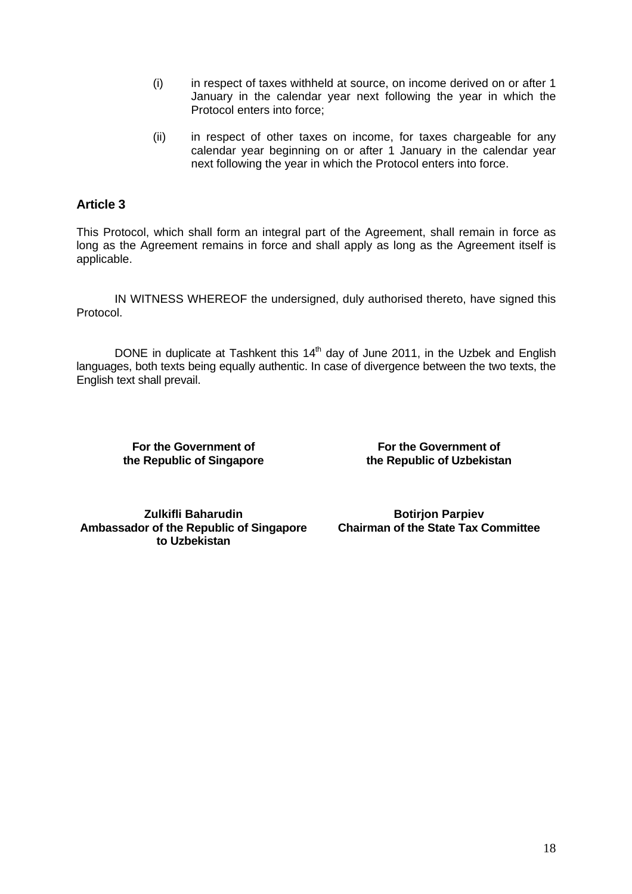(i) in respect of taxes withheld at source, on income derived on or after 1 January in the calendar year next following the year in which the Protocol enters into force;

(ii) in respect of other taxes on income, for taxes chargeable for any calendar year beginning on or after 1 January in the calendar year next following the year in which the Protocol enters into force.

## Article 3

This Protocol, which shall form an integral part of the Agreement, shall remain in force as long as the Agreement remains in force and shall apply as long as the Agreement itself is applicable.

IN WITNESS WHEREOF the undersigned, duly authorised thereto, have signed this Protocol.

DONE in duplicate at Tashkent this 14th day of June 2011, in the Uzbek and English languages, both texts being equally authentic. In case of divergence between the two texts, the English text shall prevail.

**For the Government of the Republic of Singapore**

**Zulkifli Baharudin**
**Ambassador of the Republic of Singapore to Uzbekistan**

**For the Government of the Republic of Uzbekistan**

**Botirjon Parpiev**
**Chairman of the State Tax Committee**